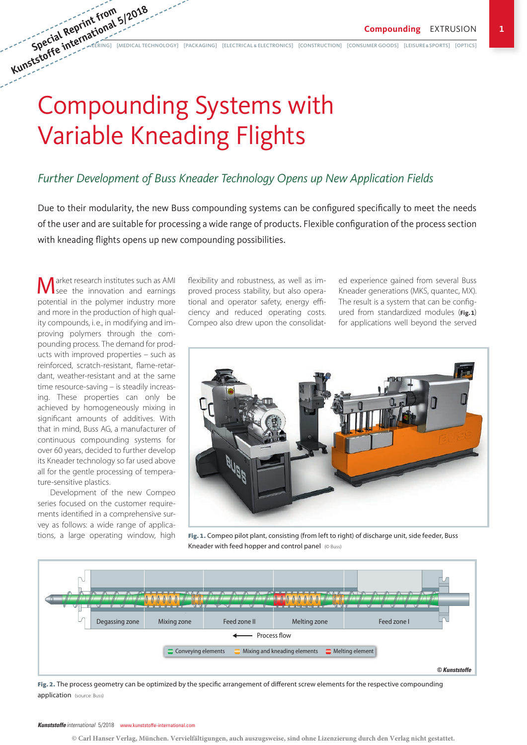# Compounding Systems with Variable Kneading Flights

*Further Development of Buss Kneader Technology Opens up New Application Fields*

Due to their modularity, the new Buss compounding systems can be configured specifically to meet the needs of the user and are suitable for processing a wide range of products. Flexible configuration of the process section with kneading flights opens up new compounding possibilities.

Market research institutes such as AMI see the innovation and earnings potential in the polymer industry more and more in the production of high quality compounds, i.e., in modifying and improving polymers through the compounding process. The demand for products with improved properties – such as reinforced, scratch-resistant, flame-retardant, weather-resistant and at the same time resource-saving – is steadily increasing. These properties can only be achieved by homogeneously mixing in significant amounts of additives. With that in mind, Buss AG, a manufacturer of continuous compounding systems for over 60 years, decided to further develop its Kneader technology so far used above all for the gentle processing of temperature-sensitive plastics.

Development of the new Compeo series focused on the customer requirements identified in a comprehensive survey as follows: a wide range of applications, a large operating window, high flexibility and robustness, as well as improved process stability, but also operational and operator safety, energy efficiency and reduced operating costs. Compeo also drew upon the consolidated experience gained from several Buss Kneader generations (MKS, quantec, MX). The result is a system that can be configured from standardized modules (**Fig. 1**) for applications well beyond the served

**Fig. 1.** Compeo pilot plant, consisting (from left to right) of discharge unit, side feeder, Buss Kneader with feed hopper and control panel (© Buss)

Degassing zone | Mixing zone | Feed zone II | Melting zone | Feed zone I

Process flow

Conveying elements | Mixing and kneading elements | Melting element

© Kunststoffe

**Fig. 2.** The process geometry can be optimized by the specific arrangement of different screw elements for the respective compounding application (source: Buss)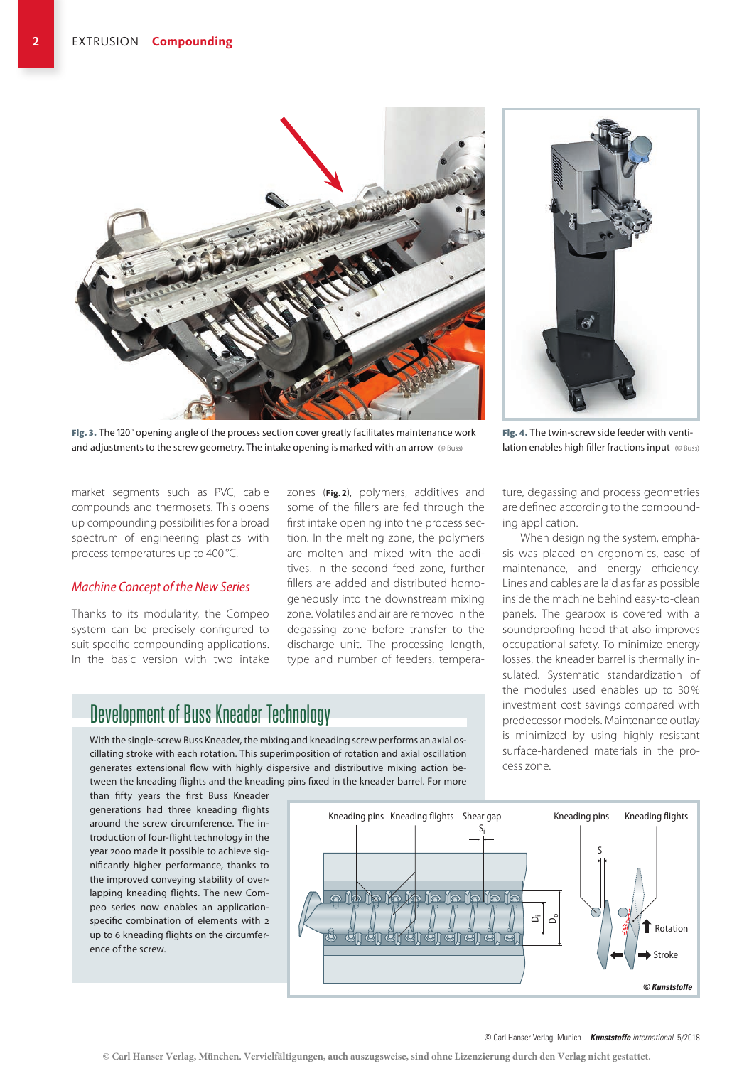Fig. 3. The 120° opening angle of the process section cover greatly facilitates maintenance work and adjustments to the screw geometry. The intake opening is marked with an arrow (© Buss)

Fig. 4. The twin-screw side feeder with ventilation enables high filler fractions input (© Buss)

market segments such as PVC, cable compounds and thermosets. This opens up compounding possibilities for a broad spectrum of engineering plastics with process temperatures up to 400 °C.

## *Machine Concept of the New Series*

Thanks to its modularity, the Compeo system can be precisely configured to suit specific compounding applications. In the basic version with two intake zones (**Fig. 2**), polymers, additives and some of the fillers are fed through the first intake opening into the process section. In the melting zone, the polymers are molten and mixed with the additives. In the second feed zone, further fillers are added and distributed homogeneously into the downstream mixing zone. Volatiles and air are removed in the degassing zone before transfer to the discharge unit. The processing length, type and number of feeders, temperature, degassing and process geometries are defined according to the compounding application.

When designing the system, emphasis was placed on ergonomics, ease of maintenance, and energy efficiency. Lines and cables are laid as far as possible inside the machine behind easy-to-clean panels. The gearbox is covered with a soundproofing hood that also improves occupational safety. To minimize energy losses, the kneader barrel is thermally insulated. Systematic standardization of the modules used enables up to 30 % investment cost savings compared with predecessor models. Maintenance outlay is minimized by using highly resistant surface-hardened materials in the process zone.

## Development of Buss Kneader Technology

With the single-screw Buss Kneader, the mixing and kneading screw performs an axial oscillating stroke with each rotation. This superimposition of rotation and axial oscillation generates extensional flow with highly dispersive and distributive mixing action between the kneading flights and the kneading pins fixed in the kneader barrel. For more than fifty years the first Buss Kneader generations had three kneading flights around the screw circumference. The introduction of four-flight technology in the year 2000 made it possible to achieve significantly higher performance, thanks to the improved conveying stability of overlapping kneading flights. The new Compeo series now enables an application-specific combination of elements with 2 up to 6 kneading flights on the circumference of the screw.

© Kunststoffe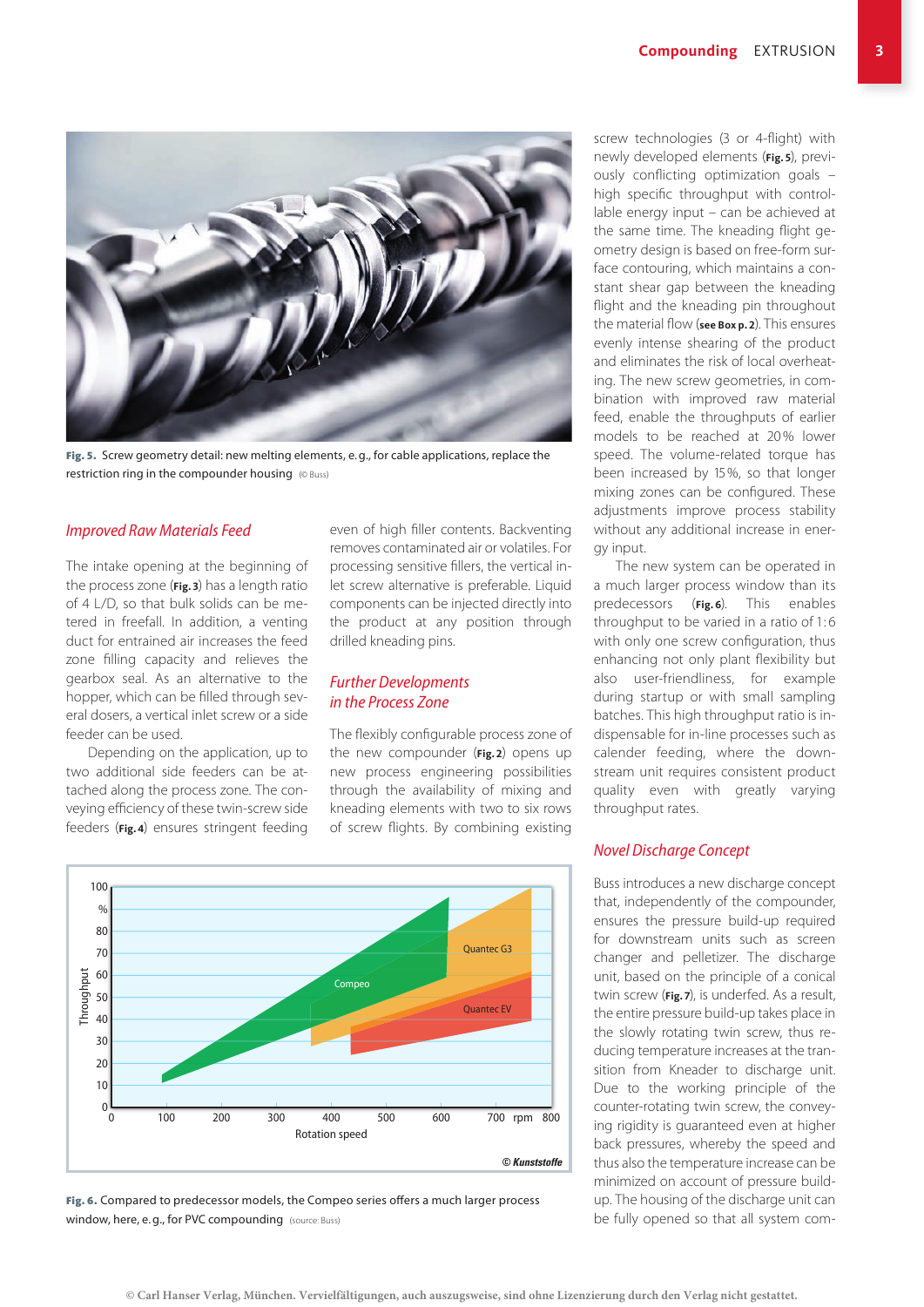Fig. 5. Screw geometry detail: new melting elements, e.g., for cable applications, replace the restriction ring in the compounder housing (© Buss)

## Improved Raw Materials Feed

The intake opening at the beginning of the process zone (Fig. 3) has a length ratio of 4 L/D, so that bulk solids can be metered in freefall. In addition, a venting duct for entrained air increases the feed zone filling capacity and relieves the gearbox seal. As an alternative to the hopper, which can be filled through several dosers, a vertical inlet screw or a side feeder can be used.

Depending on the application, up to two additional side feeders can be attached along the process zone. The conveying efficiency of these twin-screw side feeders (Fig. 4) ensures stringent feeding even of high filler contents. Backventing removes contaminated air or volatiles. For processing sensitive fillers, the vertical inlet screw alternative is preferable. Liquid components can be injected directly into the product at any position through drilled kneading pins.

## Further Developments in the Process Zone

The flexibly configurable process zone of the new compounder (Fig. 2) opens up new process engineering possibilities through the availability of mixing and kneading elements with two to six rows of screw flights. By combining existing screw technologies (3 or 4-flight) with newly developed elements (Fig. 5), previously conflicting optimization goals – high specific throughput with controllable energy input – can be achieved at the same time. The kneading flight geometry design is based on free-form surface contouring, which maintains a constant shear gap between the kneading flight and the kneading pin throughout the material flow (see Box p. 2). This ensures evenly intense shearing of the product and eliminates the risk of local overheating. The new screw geometries, in combination with improved raw material feed, enable the throughputs of earlier models to be reached at 20% lower speed. The volume-related torque has been increased by 15%, so that longer mixing zones can be configured. These adjustments improve process stability without any additional increase in energy input.

The new system can be operated in a much larger process window than its predecessors (Fig. 6). This enables throughput to be varied in a ratio of 1:6 with only one screw configuration, thus enhancing not only plant flexibility but also user-friendliness, for example during startup or with small sampling batches. This high throughput ratio is indispensable for in-line processes such as calender feeding, where the downstream unit requires consistent product quality even with greatly varying throughput rates.

Fig. 6. Compared to predecessor models, the Compeo series offers a much larger process window, here, e.g., for PVC compounding (source: Buss)

## Novel Discharge Concept

Buss introduces a new discharge concept that, independently of the compounder, ensures the pressure build-up required for downstream units such as screen changer and pelletizer. The discharge unit, based on the principle of a conical twin screw (Fig. 7), is underfed. As a result, the entire pressure build-up takes place in the slowly rotating twin screw, thus reducing temperature increases at the transition from Kneader to discharge unit. Due to the working principle of the counter-rotating twin screw, the conveying rigidity is guaranteed even at higher back pressures, whereby the speed and thus also the temperature increase can be minimized on account of pressure build-up. The housing of the discharge unit can be fully opened so that all system com-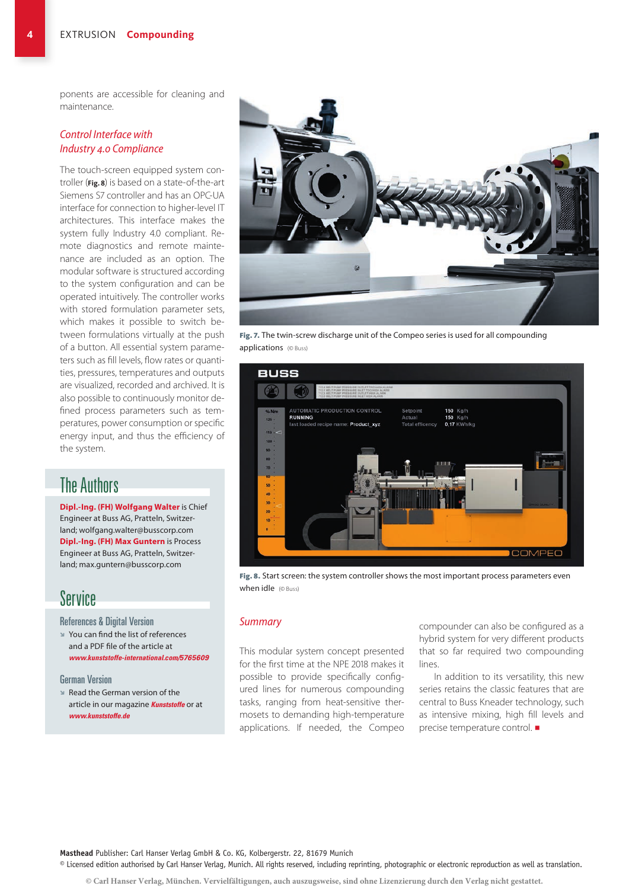ponents are accessible for cleaning and maintenance.

### *Control Interface with Industry 4.0 Compliance*

The touch-screen equipped system controller (**Fig. 8**) is based on a state-of-the-art Siemens S7 controller and has an OPC-UA interface for connection to higher-level IT architectures. This interface makes the system fully Industry 4.0 compliant. Remote diagnostics and remote maintenance are included as an option. The modular software is structured according to the system configuration and can be operated intuitively. The controller works with stored formulation parameter sets, which makes it possible to switch between formulations virtually at the push of a button. All essential system parameters such as fill levels, flow rates or quantities, pressures, temperatures and outputs are visualized, recorded and archived. It is also possible to continuously monitor defined process parameters such as temperatures, power consumption or specific energy input, and thus the efficiency of the system.

**Fig. 7.** The twin-screw discharge unit of the Compeo series is used for all compounding applications (© Buss)

**Fig. 8.** Start screen: the system controller shows the most important process parameters even when idle (© Buss)

### *Summary*

This modular system concept presented for the first time at the NPE 2018 makes it possible to provide specifically configured lines for numerous compounding tasks, ranging from heat-sensitive thermosets to demanding high-temperature applications. If needed, the Compeo compounder can also be configured as a hybrid system for very different products that so far required two compounding lines.

In addition to its versatility, this new series retains the classic features that are central to Buss Kneader technology, such as intensive mixing, high fill levels and precise temperature control. ■

## The Authors

**Dipl.-Ing. (FH) Wolfgang Walter** is Chief Engineer at Buss AG, Pratteln, Switzerland; wolfgang.walter@busscorp.com

**Dipl.-Ing. (FH) Max Guntern** is Process Engineer at Buss AG, Pratteln, Switzerland; max.guntern@busscorp.com

## Service

### References & Digital Version

- You can find the list of references and a PDF file of the article at ***www.kunststoffe-international.com/5765609***

### German Version

- Read the German version of the article in our magazine ***Kunststoffe*** or at ***www.kunststoffe.de***

**Masthead** Publisher: Carl Hanser Verlag GmbH & Co. KG, Kolbergerstr. 22, 81679 Munich

© Licensed edition authorised by Carl Hanser Verlag, Munich. All rights reserved, including reprinting, photographic or electronic reproduction as well as translation.

© Carl Hanser Verlag, München. Vervielfältigungen, auch auszugsweise, sind ohne Lizenzierung durch den Verlag nicht gestattet.